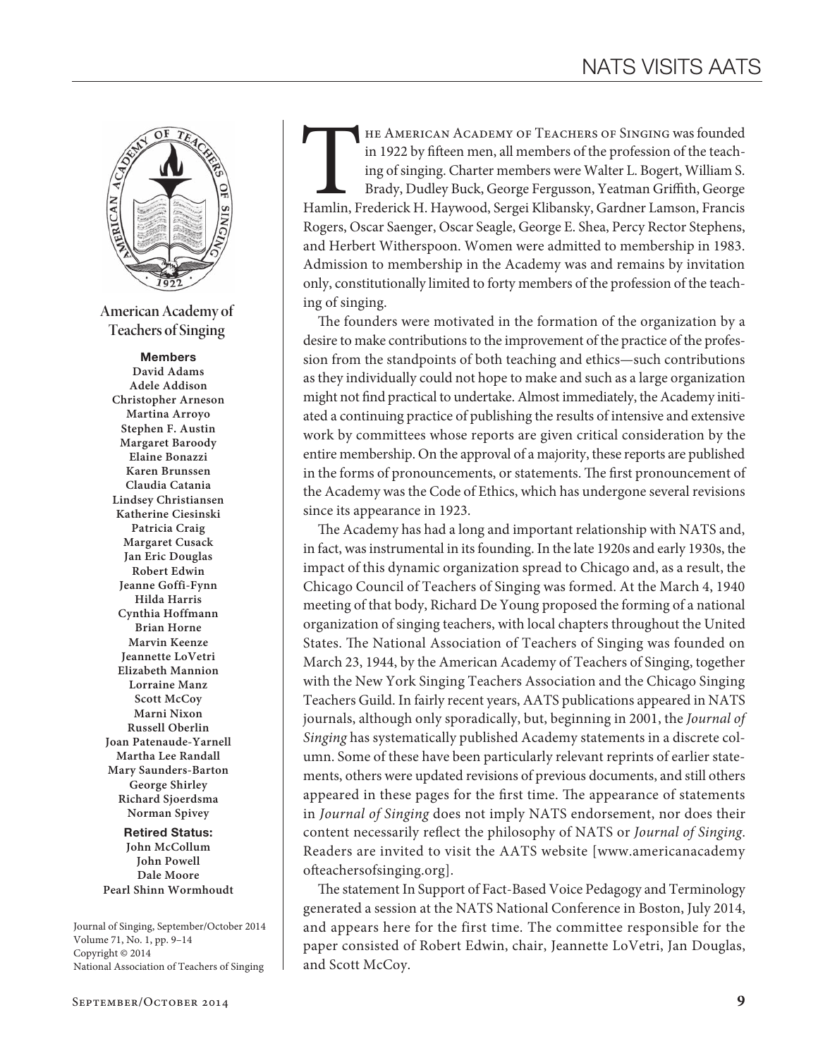# NATS VISITS AATS

**American Academy of Teachers of Singing**

**Members**

David Adams
Adele Addison
Christopher Arneson
Martina Arroyo
Stephen F. Austin
Margaret Baroody
Elaine Bonazzi
Karen Brunssen
Claudia Catania
Lindsey Christiansen
Katherine Ciesinski
Patricia Craig
Margaret Cusack
Jan Eric Douglas
Robert Edwin
Jeanne Goffi-Fynn
Hilda Harris
Cynthia Hoffmann
Brian Horne
Marvin Keenze
Jeannette LoVetri
Elizabeth Mannion
Lorraine Manz
Scott McCoy
Marni Nixon
Russell Oberlin
Joan Patenaude-Yarnell
Martha Lee Randall
Mary Saunders-Barton
George Shirley
Richard Sjoerdsma
Norman Spivey

**Retired Status:**

John McCollum
John Powell
Dale Moore
Pearl Shinn Wormhoudt

Journal of Singing, September/October 2014
Volume 71, No. 1, pp. 9–14
Copyright © 2014
National Association of Teachers of Singing

The American Academy of Teachers of Singing was founded in 1922 by fifteen men, all members of the profession of the teaching of singing. Charter members were Walter L. Bogert, William S. Brady, Dudley Buck, George Fergusson, Yeatman Griffith, George Hamlin, Frederick H. Haywood, Sergei Klibansky, Gardner Lamson, Francis Rogers, Oscar Saenger, Oscar Seagle, George E. Shea, Percy Rector Stephens, and Herbert Witherspoon. Women were admitted to membership in 1983. Admission to membership in the Academy was and remains by invitation only, constitutionally limited to forty members of the profession of the teaching of singing.

The founders were motivated in the formation of the organization by a desire to make contributions to the improvement of the practice of the profession from the standpoints of both teaching and ethics—such contributions as they individually could not hope to make and such as a large organization might not find practical to undertake. Almost immediately, the Academy initiated a continuing practice of publishing the results of intensive and extensive work by committees whose reports are given critical consideration by the entire membership. On the approval of a majority, these reports are published in the forms of pronouncements, or statements. The first pronouncement of the Academy was the Code of Ethics, which has undergone several revisions since its appearance in 1923.

The Academy has had a long and important relationship with NATS and, in fact, was instrumental in its founding. In the late 1920s and early 1930s, the impact of this dynamic organization spread to Chicago and, as a result, the Chicago Council of Teachers of Singing was formed. At the March 4, 1940 meeting of that body, Richard De Young proposed the forming of a national organization of singing teachers, with local chapters throughout the United States. The National Association of Teachers of Singing was founded on March 23, 1944, by the American Academy of Teachers of Singing, together with the New York Singing Teachers Association and the Chicago Singing Teachers Guild. In fairly recent years, AATS publications appeared in NATS journals, although only sporadically, but, beginning in 2001, the *Journal of Singing* has systematically published Academy statements in a discrete column. Some of these have been particularly relevant reprints of earlier statements, others were updated revisions of previous documents, and still others appeared in these pages for the first time. The appearance of statements in *Journal of Singing* does not imply NATS endorsement, nor does their content necessarily reflect the philosophy of NATS or *Journal of Singing*. Readers are invited to visit the AATS website [www.americanacademyofteachersofsinging.org].

The statement In Support of Fact-Based Voice Pedagogy and Terminology generated a session at the NATS National Conference in Boston, July 2014, and appears here for the first time. The committee responsible for the paper consisted of Robert Edwin, chair, Jeannette LoVetri, Jan Douglas, and Scott McCoy.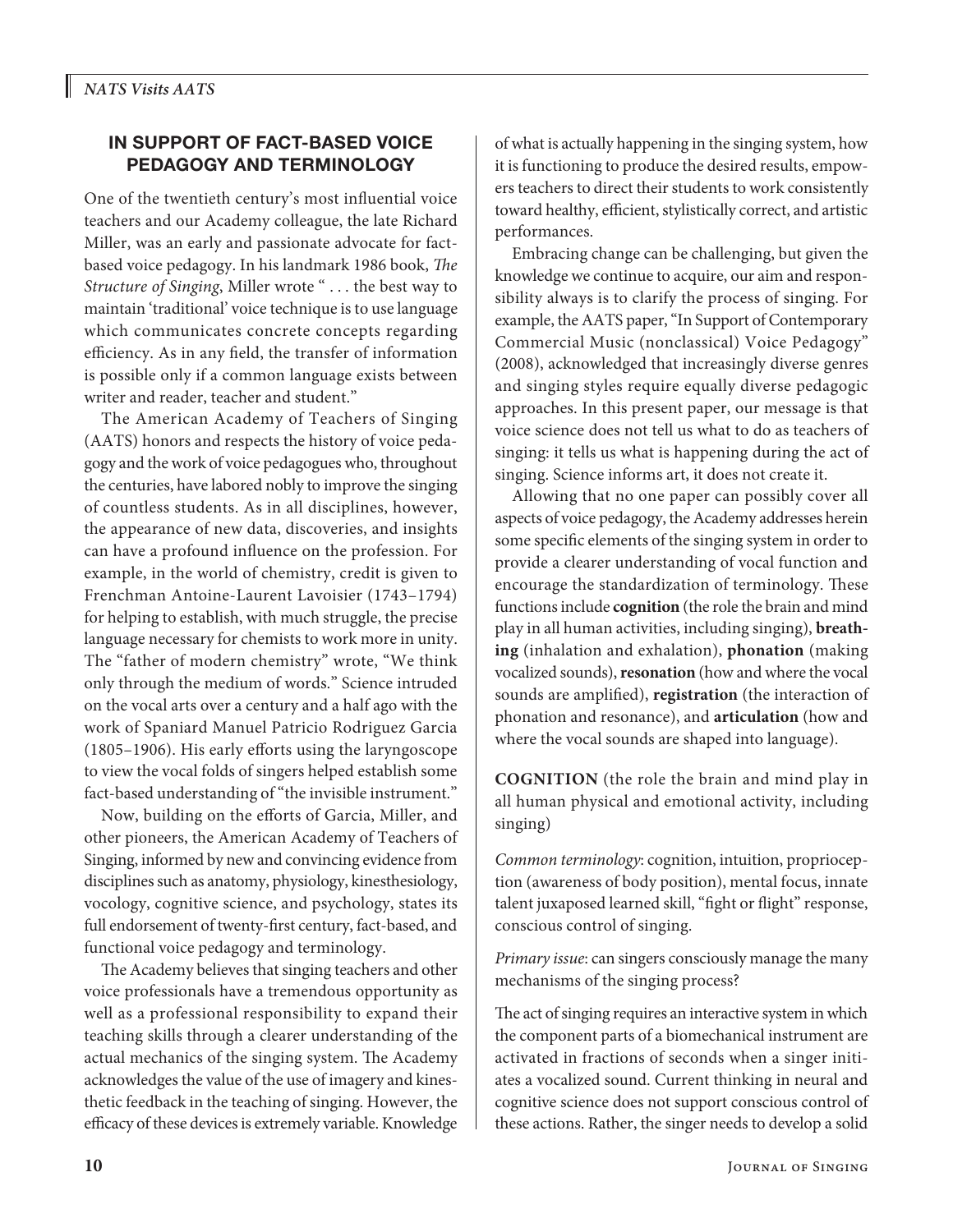## IN SUPPORT OF FACT-BASED VOICE PEDAGOGY AND TERMINOLOGY

One of the twentieth century's most influential voice teachers and our Academy colleague, the late Richard Miller, was an early and passionate advocate for fact-based voice pedagogy. In his landmark 1986 book, *The Structure of Singing*, Miller wrote " . . . the best way to maintain 'traditional' voice technique is to use language which communicates concrete concepts regarding efficiency. As in any field, the transfer of information is possible only if a common language exists between writer and reader, teacher and student."

The American Academy of Teachers of Singing (AATS) honors and respects the history of voice pedagogy and the work of voice pedagogues who, throughout the centuries, have labored nobly to improve the singing of countless students. As in all disciplines, however, the appearance of new data, discoveries, and insights can have a profound influence on the profession. For example, in the world of chemistry, credit is given to Frenchman Antoine-Laurent Lavoisier (1743–1794) for helping to establish, with much struggle, the precise language necessary for chemists to work more in unity. The "father of modern chemistry" wrote, "We think only through the medium of words." Science intruded on the vocal arts over a century and a half ago with the work of Spaniard Manuel Patricio Rodriguez Garcia (1805–1906). His early efforts using the laryngoscope to view the vocal folds of singers helped establish some fact-based understanding of "the invisible instrument."

Now, building on the efforts of Garcia, Miller, and other pioneers, the American Academy of Teachers of Singing, informed by new and convincing evidence from disciplines such as anatomy, physiology, kinesthesiology, vocology, cognitive science, and psychology, states its full endorsement of twenty-first century, fact-based, and functional voice pedagogy and terminology.

The Academy believes that singing teachers and other voice professionals have a tremendous opportunity as well as a professional responsibility to expand their teaching skills through a clearer understanding of the actual mechanics of the singing system. The Academy acknowledges the value of the use of imagery and kinesthetic feedback in the teaching of singing. However, the efficacy of these devices is extremely variable. Knowledge of what is actually happening in the singing system, how it is functioning to produce the desired results, empowers teachers to direct their students to work consistently toward healthy, efficient, stylistically correct, and artistic performances.

Embracing change can be challenging, but given the knowledge we continue to acquire, our aim and responsibility always is to clarify the process of singing. For example, the AATS paper, "In Support of Contemporary Commercial Music (nonclassical) Voice Pedagogy" (2008), acknowledged that increasingly diverse genres and singing styles require equally diverse pedagogic approaches. In this present paper, our message is that voice science does not tell us what to do as teachers of singing: it tells us what is happening during the act of singing. Science informs art, it does not create it.

Allowing that no one paper can possibly cover all aspects of voice pedagogy, the Academy addresses herein some specific elements of the singing system in order to provide a clearer understanding of vocal function and encourage the standardization of terminology. These functions include **cognition** (the role the brain and mind play in all human activities, including singing), **breathing** (inhalation and exhalation), **phonation** (making vocalized sounds), **resonation** (how and where the vocal sounds are amplified), **registration** (the interaction of phonation and resonance), and **articulation** (how and where the vocal sounds are shaped into language).

**COGNITION** (the role the brain and mind play in all human physical and emotional activity, including singing)

*Common terminology*: cognition, intuition, proprioception (awareness of body position), mental focus, innate talent juxaposed learned skill, "fight or flight" response, conscious control of singing.

*Primary issue*: can singers consciously manage the many mechanisms of the singing process?

The act of singing requires an interactive system in which the component parts of a biomechanical instrument are activated in fractions of seconds when a singer initiates a vocalized sound. Current thinking in neural and cognitive science does not support conscious control of these actions. Rather, the singer needs to develop a solid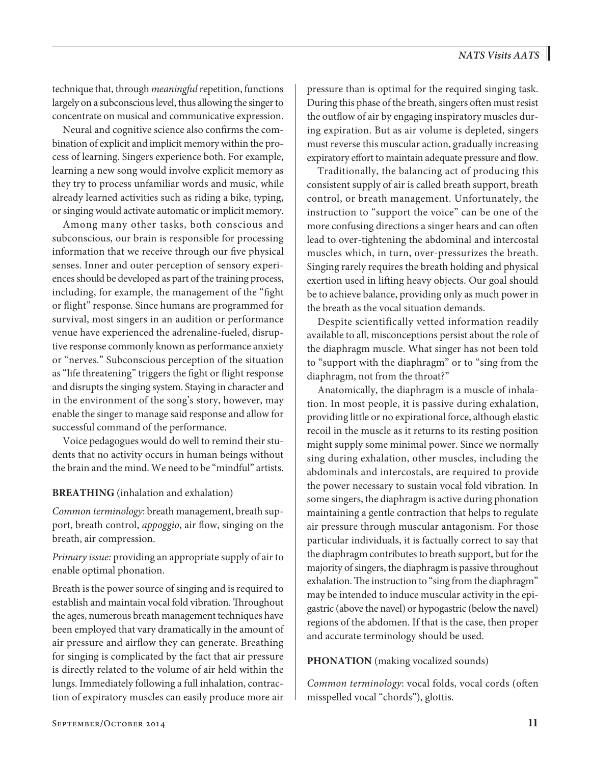technique that, through *meaningful* repetition, functions largely on a subconscious level, thus allowing the singer to concentrate on musical and communicative expression.

Neural and cognitive science also confirms the combination of explicit and implicit memory within the process of learning. Singers experience both. For example, learning a new song would involve explicit memory as they try to process unfamiliar words and music, while already learned activities such as riding a bike, typing, or singing would activate automatic or implicit memory.

Among many other tasks, both conscious and subconscious, our brain is responsible for processing information that we receive through our five physical senses. Inner and outer perception of sensory experiences should be developed as part of the training process, including, for example, the management of the "fight or flight" response. Since humans are programmed for survival, most singers in an audition or performance venue have experienced the adrenaline-fueled, disruptive response commonly known as performance anxiety or "nerves." Subconscious perception of the situation as "life threatening" triggers the fight or flight response and disrupts the singing system. Staying in character and in the environment of the song's story, however, may enable the singer to manage said response and allow for successful command of the performance.

Voice pedagogues would do well to remind their students that no activity occurs in human beings without the brain and the mind. We need to be "mindful" artists.

**BREATHING** (inhalation and exhalation)

*Common terminology*: breath management, breath support, breath control, *appoggio*, air flow, singing on the breath, air compression.

*Primary issue:* providing an appropriate supply of air to enable optimal phonation.

Breath is the power source of singing and is required to establish and maintain vocal fold vibration. Throughout the ages, numerous breath management techniques have been employed that vary dramatically in the amount of air pressure and airflow they can generate. Breathing for singing is complicated by the fact that air pressure is directly related to the volume of air held within the lungs. Immediately following a full inhalation, contraction of expiratory muscles can easily produce more air pressure than is optimal for the required singing task. During this phase of the breath, singers often must resist the outflow of air by engaging inspiratory muscles during expiration. But as air volume is depleted, singers must reverse this muscular action, gradually increasing expiratory effort to maintain adequate pressure and flow.

Traditionally, the balancing act of producing this consistent supply of air is called breath support, breath control, or breath management. Unfortunately, the instruction to "support the voice" can be one of the more confusing directions a singer hears and can often lead to over-tightening the abdominal and intercostal muscles which, in turn, over-pressurizes the breath. Singing rarely requires the breath holding and physical exertion used in lifting heavy objects. Our goal should be to achieve balance, providing only as much power in the breath as the vocal situation demands.

Despite scientifically vetted information readily available to all, misconceptions persist about the role of the diaphragm muscle. What singer has not been told to "support with the diaphragm" or to "sing from the diaphragm, not from the throat?"

Anatomically, the diaphragm is a muscle of inhalation. In most people, it is passive during exhalation, providing little or no expirational force, although elastic recoil in the muscle as it returns to its resting position might supply some minimal power. Since we normally sing during exhalation, other muscles, including the abdominals and intercostals, are required to provide the power necessary to sustain vocal fold vibration. In some singers, the diaphragm is active during phonation maintaining a gentle contraction that helps to regulate air pressure through muscular antagonism. For those particular individuals, it is factually correct to say that the diaphragm contributes to breath support, but for the majority of singers, the diaphragm is passive throughout exhalation. The instruction to "sing from the diaphragm" may be intended to induce muscular activity in the epigastric (above the navel) or hypogastric (below the navel) regions of the abdomen. If that is the case, then proper and accurate terminology should be used.

**PHONATION** (making vocalized sounds)

*Common terminology*: vocal folds, vocal cords (often misspelled vocal "chords"), glottis.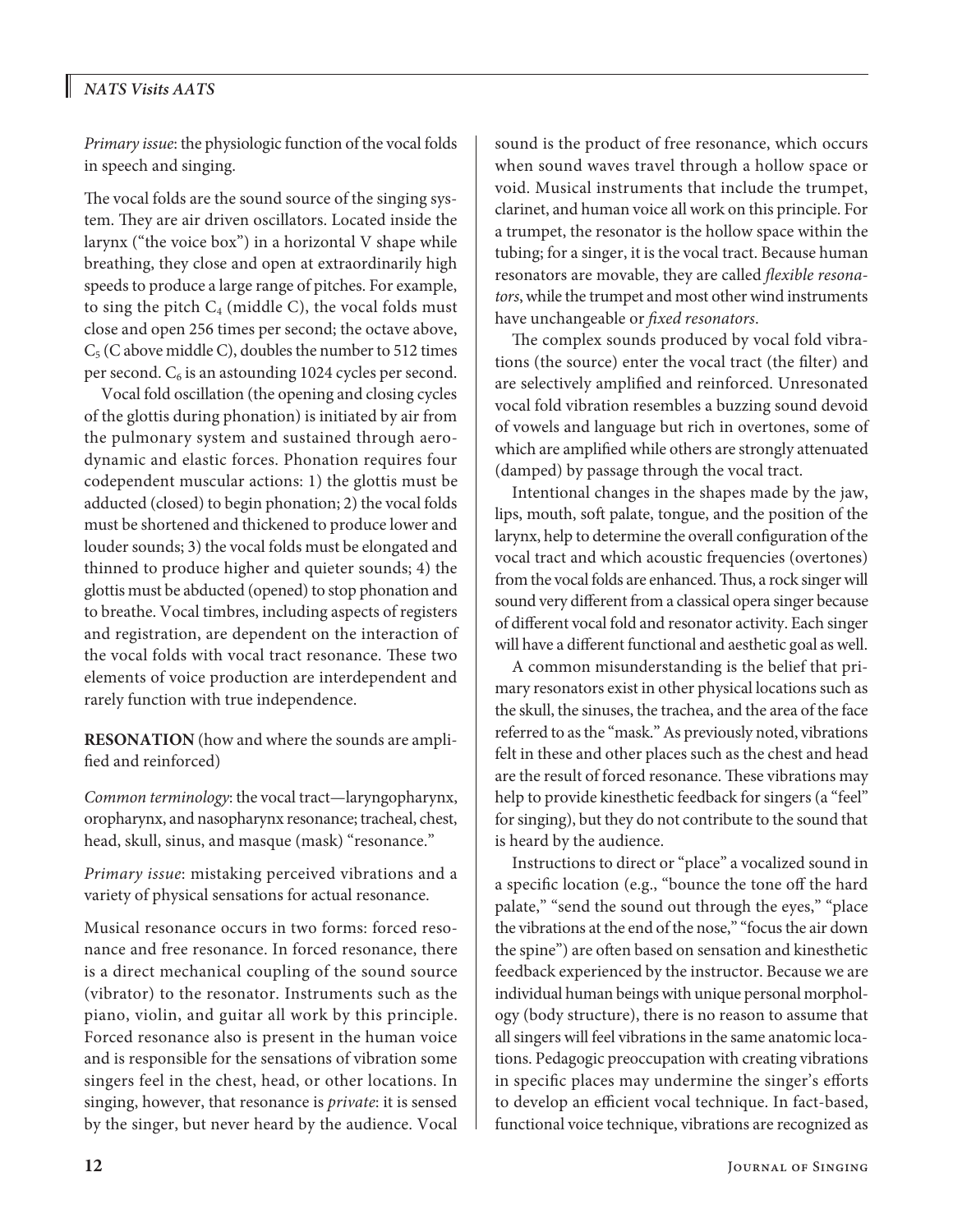*Primary issue*: the physiologic function of the vocal folds in speech and singing.

The vocal folds are the sound source of the singing system. They are air driven oscillators. Located inside the larynx ("the voice box") in a horizontal V shape while breathing, they close and open at extraordinarily high speeds to produce a large range of pitches. For example, to sing the pitch $C_4$ (middle C), the vocal folds must close and open 256 times per second; the octave above, $C_5$ (C above middle C), doubles the number to 512 times per second. $C_6$ is an astounding 1024 cycles per second.

Vocal fold oscillation (the opening and closing cycles of the glottis during phonation) is initiated by air from the pulmonary system and sustained through aerodynamic and elastic forces. Phonation requires four codependent muscular actions: 1) the glottis must be adducted (closed) to begin phonation; 2) the vocal folds must be shortened and thickened to produce lower and louder sounds; 3) the vocal folds must be elongated and thinned to produce higher and quieter sounds; 4) the glottis must be abducted (opened) to stop phonation and to breathe. Vocal timbres, including aspects of registers and registration, are dependent on the interaction of the vocal folds with vocal tract resonance. These two elements of voice production are interdependent and rarely function with true independence.

**RESONATION** (how and where the sounds are amplified and reinforced)

*Common terminology*: the vocal tract—laryngopharynx, oropharynx, and nasopharynx resonance; tracheal, chest, head, skull, sinus, and masque (mask) "resonance."

*Primary issue*: mistaking perceived vibrations and a variety of physical sensations for actual resonance.

Musical resonance occurs in two forms: forced resonance and free resonance. In forced resonance, there is a direct mechanical coupling of the sound source (vibrator) to the resonator. Instruments such as the piano, violin, and guitar all work by this principle. Forced resonance also is present in the human voice and is responsible for the sensations of vibration some singers feel in the chest, head, or other locations. In singing, however, that resonance is *private*: it is sensed by the singer, but never heard by the audience. Vocal sound is the product of free resonance, which occurs when sound waves travel through a hollow space or void. Musical instruments that include the trumpet, clarinet, and human voice all work on this principle. For a trumpet, the resonator is the hollow space within the tubing; for a singer, it is the vocal tract. Because human resonators are movable, they are called *flexible resonators*, while the trumpet and most other wind instruments have unchangeable or *fixed resonators*.

The complex sounds produced by vocal fold vibrations (the source) enter the vocal tract (the filter) and are selectively amplified and reinforced. Unresonated vocal fold vibration resembles a buzzing sound devoid of vowels and language but rich in overtones, some of which are amplified while others are strongly attenuated (damped) by passage through the vocal tract.

Intentional changes in the shapes made by the jaw, lips, mouth, soft palate, tongue, and the position of the larynx, help to determine the overall configuration of the vocal tract and which acoustic frequencies (overtones) from the vocal folds are enhanced. Thus, a rock singer will sound very different from a classical opera singer because of different vocal fold and resonator activity. Each singer will have a different functional and aesthetic goal as well.

A common misunderstanding is the belief that primary resonators exist in other physical locations such as the skull, the sinuses, the trachea, and the area of the face referred to as the "mask." As previously noted, vibrations felt in these and other places such as the chest and head are the result of forced resonance. These vibrations may help to provide kinesthetic feedback for singers (a "feel" for singing), but they do not contribute to the sound that is heard by the audience.

Instructions to direct or "place" a vocalized sound in a specific location (e.g., "bounce the tone off the hard palate," "send the sound out through the eyes," "place the vibrations at the end of the nose," "focus the air down the spine") are often based on sensation and kinesthetic feedback experienced by the instructor. Because we are individual human beings with unique personal morphology (body structure), there is no reason to assume that all singers will feel vibrations in the same anatomic locations. Pedagogic preoccupation with creating vibrations in specific places may undermine the singer's efforts to develop an efficient vocal technique. In fact-based, functional voice technique, vibrations are recognized as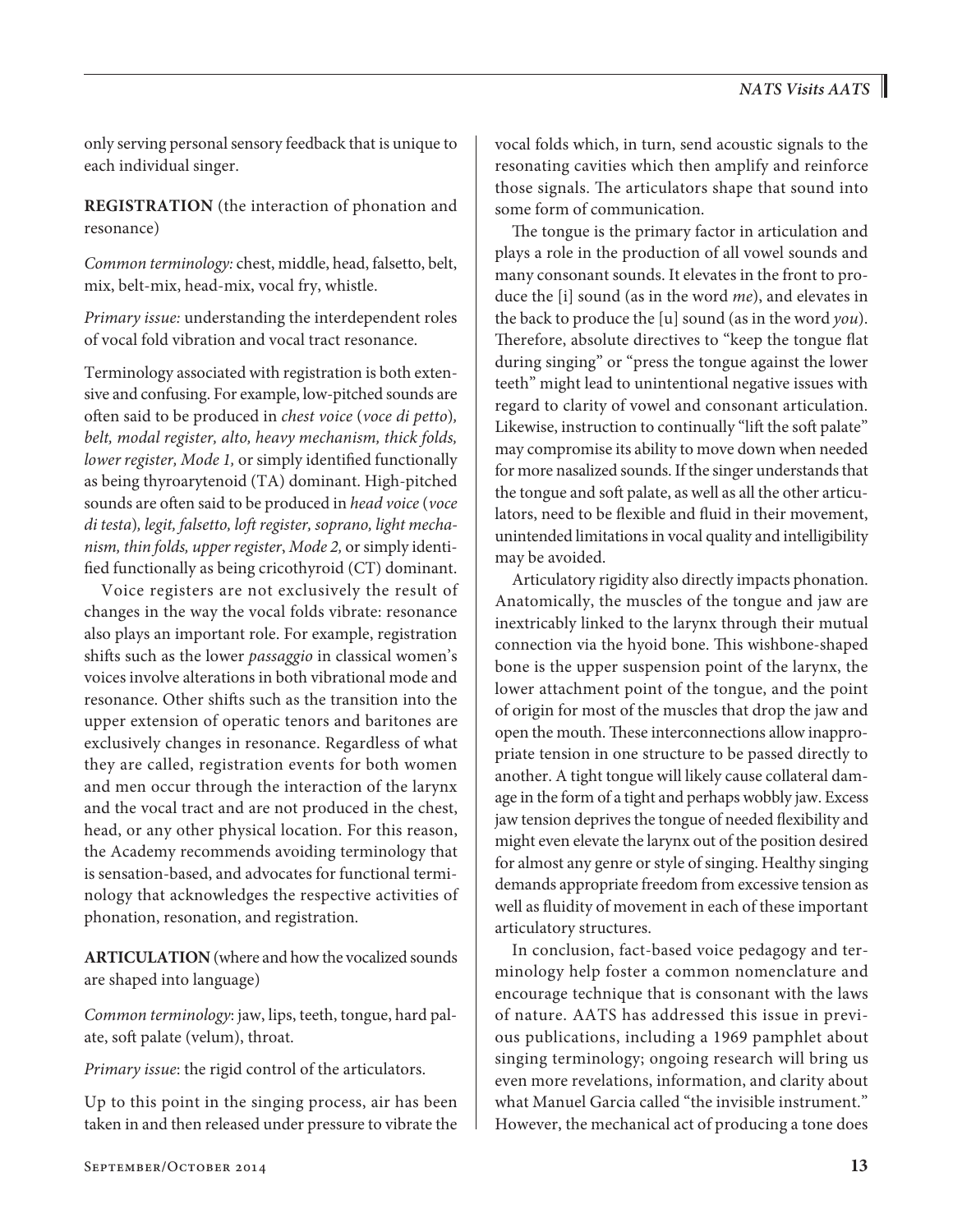only serving personal sensory feedback that is unique to each individual singer.

**REGISTRATION** (the interaction of phonation and resonance)

*Common terminology:* chest, middle, head, falsetto, belt, mix, belt-mix, head-mix, vocal fry, whistle.

*Primary issue:* understanding the interdependent roles of vocal fold vibration and vocal tract resonance.

Terminology associated with registration is both extensive and confusing. For example, low-pitched sounds are often said to be produced in *chest voice* (*voce di petto*), *belt, modal register, alto, heavy mechanism, thick folds, lower register, Mode 1,* or simply identified functionally as being thyroarytenoid (TA) dominant. High-pitched sounds are often said to be produced in *head voice* (*voce di testa*), *legit, falsetto, loft register, soprano, light mechanism, thin folds, upper register*, *Mode 2,* or simply identified functionally as being cricothyroid (CT) dominant.

Voice registers are not exclusively the result of changes in the way the vocal folds vibrate: resonance also plays an important role. For example, registration shifts such as the lower *passaggio* in classical women's voices involve alterations in both vibrational mode and resonance. Other shifts such as the transition into the upper extension of operatic tenors and baritones are exclusively changes in resonance. Regardless of what they are called, registration events for both women and men occur through the interaction of the larynx and the vocal tract and are not produced in the chest, head, or any other physical location. For this reason, the Academy recommends avoiding terminology that is sensation-based, and advocates for functional terminology that acknowledges the respective activities of phonation, resonation, and registration.

**ARTICULATION** (where and how the vocalized sounds are shaped into language)

*Common terminology*: jaw, lips, teeth, tongue, hard palate, soft palate (velum), throat.

*Primary issue*: the rigid control of the articulators.

Up to this point in the singing process, air has been taken in and then released under pressure to vibrate the vocal folds which, in turn, send acoustic signals to the resonating cavities which then amplify and reinforce those signals. The articulators shape that sound into some form of communication.

The tongue is the primary factor in articulation and plays a role in the production of all vowel sounds and many consonant sounds. It elevates in the front to produce the [i] sound (as in the word *me*), and elevates in the back to produce the [u] sound (as in the word *you*). Therefore, absolute directives to "keep the tongue flat during singing" or "press the tongue against the lower teeth" might lead to unintentional negative issues with regard to clarity of vowel and consonant articulation. Likewise, instruction to continually "lift the soft palate" may compromise its ability to move down when needed for more nasalized sounds. If the singer understands that the tongue and soft palate, as well as all the other articulators, need to be flexible and fluid in their movement, unintended limitations in vocal quality and intelligibility may be avoided.

Articulatory rigidity also directly impacts phonation. Anatomically, the muscles of the tongue and jaw are inextricably linked to the larynx through their mutual connection via the hyoid bone. This wishbone-shaped bone is the upper suspension point of the larynx, the lower attachment point of the tongue, and the point of origin for most of the muscles that drop the jaw and open the mouth. These interconnections allow inappropriate tension in one structure to be passed directly to another. A tight tongue will likely cause collateral damage in the form of a tight and perhaps wobbly jaw. Excess jaw tension deprives the tongue of needed flexibility and might even elevate the larynx out of the position desired for almost any genre or style of singing. Healthy singing demands appropriate freedom from excessive tension as well as fluidity of movement in each of these important articulatory structures.

In conclusion, fact-based voice pedagogy and terminology help foster a common nomenclature and encourage technique that is consonant with the laws of nature. AATS has addressed this issue in previous publications, including a 1969 pamphlet about singing terminology; ongoing research will bring us even more revelations, information, and clarity about what Manuel Garcia called "the invisible instrument." However, the mechanical act of producing a tone does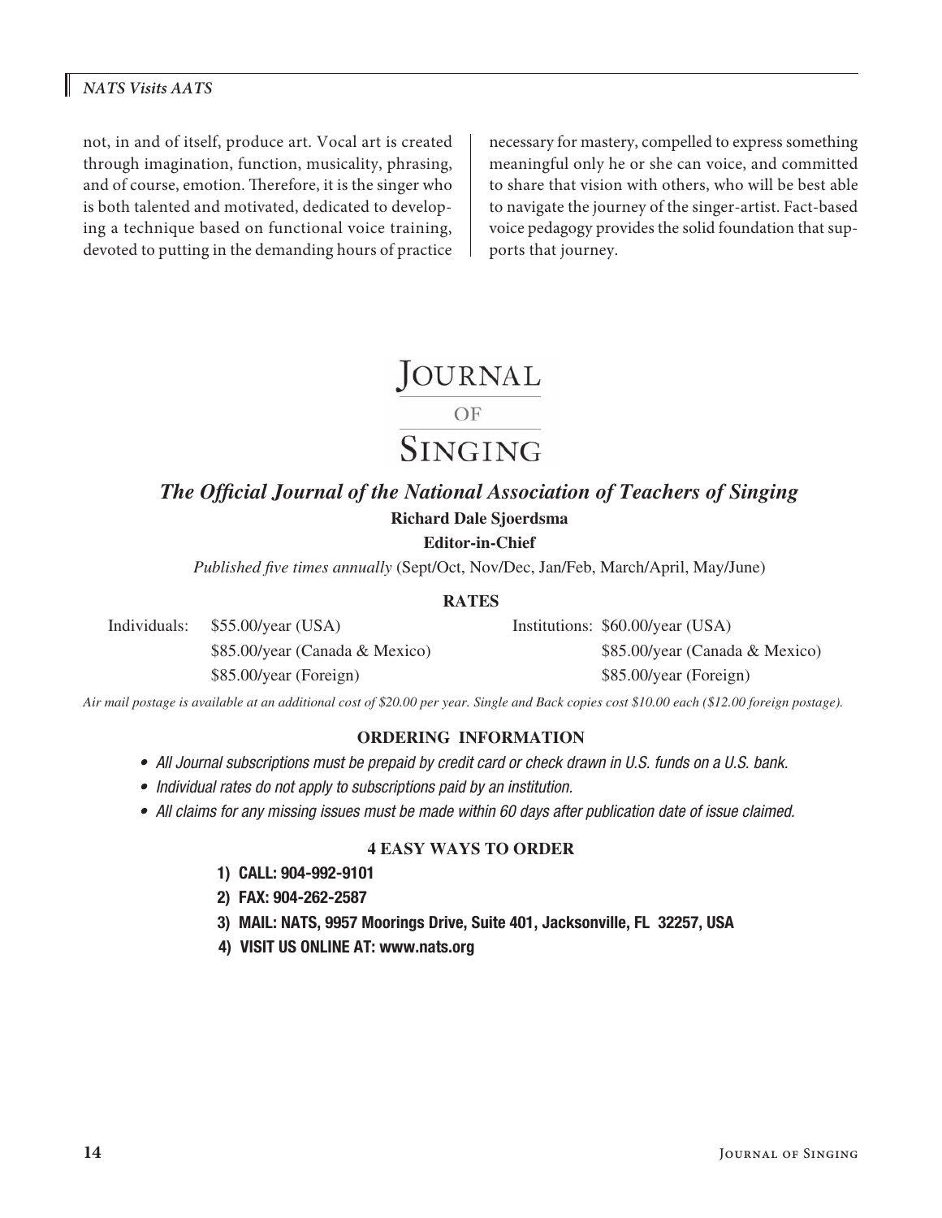not, in and of itself, produce art. Vocal art is created through imagination, function, musicality, phrasing, and of course, emotion. Therefore, it is the singer who is both talented and motivated, dedicated to developing a technique based on functional voice training, devoted to putting in the demanding hours of practice necessary for mastery, compelled to express something meaningful only he or she can voice, and committed to share that vision with others, who will be best able to navigate the journey of the singer-artist. Fact-based voice pedagogy provides the solid foundation that supports that journey.

# Journal of Singing

## *The Official Journal of the National Association of Teachers of Singing*

**Richard Dale Sjoerdsma**

**Editor-in-Chief**

*Published five times annually* (Sept/Oct, Nov/Dec, Jan/Feb, March/April, May/June)

### RATES

| | | | |
|---|---|---|---|
| Individuals: | $55.00/year (USA) | Institutions: | $60.00/year (USA) |
| | $85.00/year (Canada & Mexico) | | $85.00/year (Canada & Mexico) |
| | $85.00/year (Foreign) | | $85.00/year (Foreign) |

*Air mail postage is available at an additional cost of $20.00 per year. Single and Back copies cost $10.00 each ($12.00 foreign postage).*

### ORDERING INFORMATION

- *All Journal subscriptions must be prepaid by credit card or check drawn in U.S. funds on a U.S. bank.*
- *Individual rates do not apply to subscriptions paid by an institution.*
- *All claims for any missing issues must be made within 60 days after publication date of issue claimed.*

### 4 EASY WAYS TO ORDER

1) **CALL: 904-992-9101**
2) **FAX: 904-262-2587**
3) **MAIL: NATS, 9957 Moorings Drive, Suite 401, Jacksonville, FL 32257, USA**
4) **VISIT US ONLINE AT: www.nats.org**